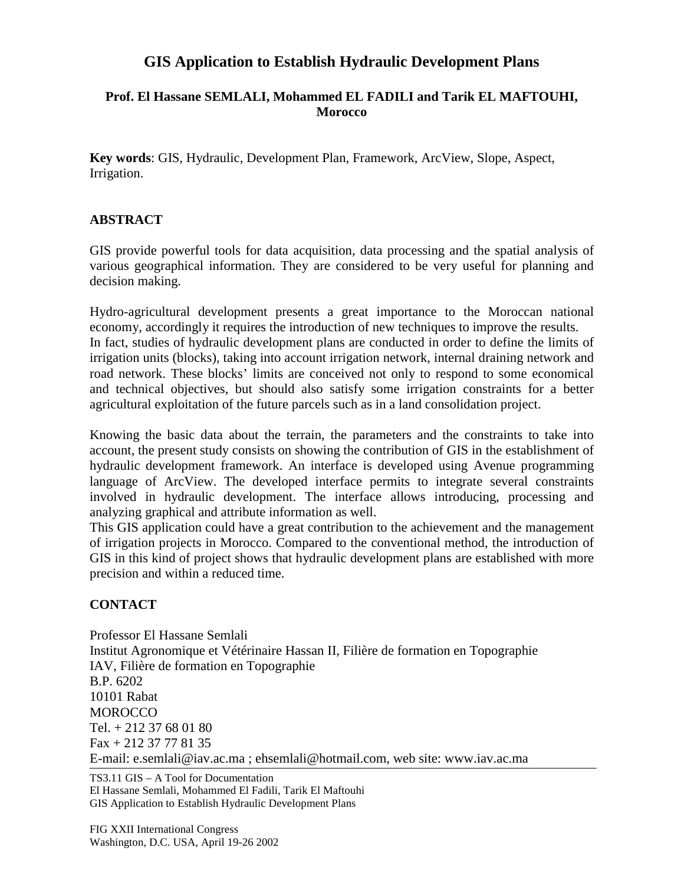# GIS Application to Establish Hydraulic Development Plans

**Prof. El Hassane SEMLALI, Mohammed EL FADILI and Tarik EL MAFTOUHI, Morocco**

**Key words**: GIS, Hydraulic, Development Plan, Framework, ArcView, Slope, Aspect, Irrigation.

## ABSTRACT

GIS provide powerful tools for data acquisition, data processing and the spatial analysis of various geographical information. They are considered to be very useful for planning and decision making.

Hydro-agricultural development presents a great importance to the Moroccan national economy, accordingly it requires the introduction of new techniques to improve the results. In fact, studies of hydraulic development plans are conducted in order to define the limits of irrigation units (blocks), taking into account irrigation network, internal draining network and road network. These blocks' limits are conceived not only to respond to some economical and technical objectives, but should also satisfy some irrigation constraints for a better agricultural exploitation of the future parcels such as in a land consolidation project.

Knowing the basic data about the terrain, the parameters and the constraints to take into account, the present study consists on showing the contribution of GIS in the establishment of hydraulic development framework. An interface is developed using Avenue programming language of ArcView. The developed interface permits to integrate several constraints involved in hydraulic development. The interface allows introducing, processing and analyzing graphical and attribute information as well.

This GIS application could have a great contribution to the achievement and the management of irrigation projects in Morocco. Compared to the conventional method, the introduction of GIS in this kind of project shows that hydraulic development plans are established with more precision and within a reduced time.

## CONTACT

Professor El Hassane Semlali
Institut Agronomique et Vétérinaire Hassan II, Filière de formation en Topographie
IAV, Filière de formation en Topographie
B.P. 6202
10101 Rabat
MOROCCO
Tel. + 212 37 68 01 80
Fax + 212 37 77 81 35
E-mail: e.semlali@iav.ac.ma ; ehsemlali@hotmail.com, web site: www.iav.ac.ma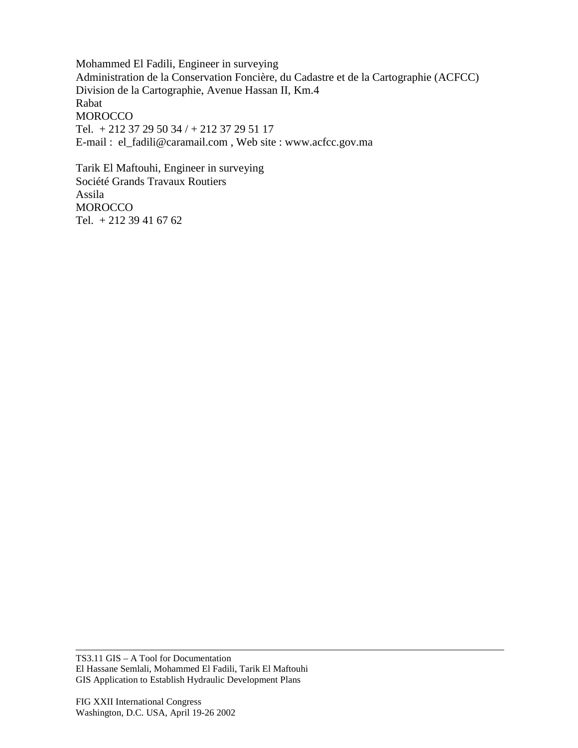Mohammed El Fadili, Engineer in surveying
Administration de la Conservation Foncière, du Cadastre et de la Cartographie (ACFCC)
Division de la Cartographie, Avenue Hassan II, Km.4
Rabat
MOROCCO
Tel. + 212 37 29 50 34 / + 212 37 29 51 17
E-mail : el_fadili@caramail.com , Web site : www.acfcc.gov.ma

Tarik El Maftouhi, Engineer in surveying
Société Grands Travaux Routiers
Assila
MOROCCO
Tel. + 212 39 41 67 62